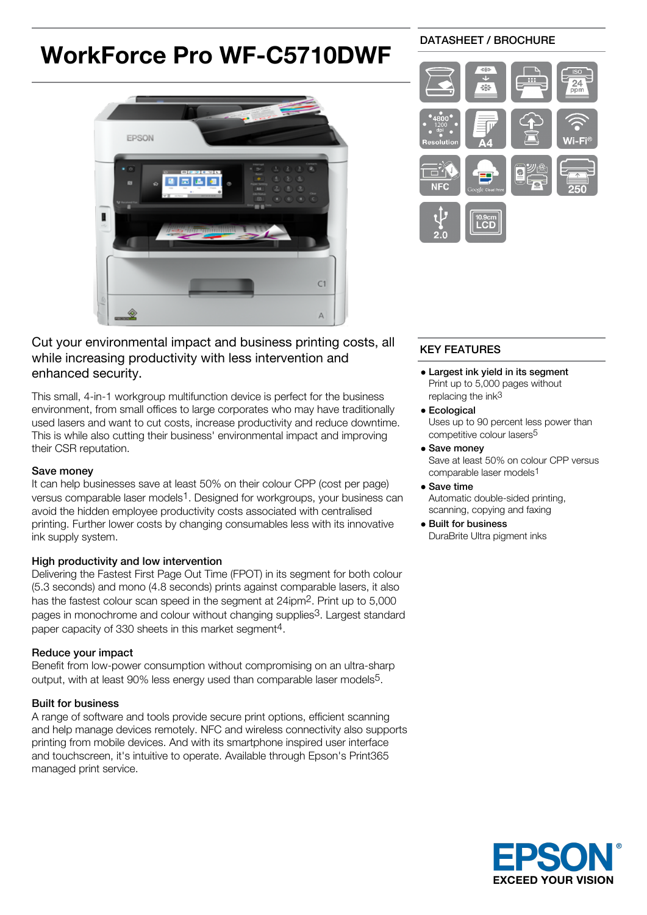# WorkForce Pro WF-C5710DWF

DATASHEET / BROCHURE

Cut your environmental impact and business printing costs, all while increasing productivity with less intervention and enhanced security.

This small, 4-in-1 workgroup multifunction device is perfect for the business environment, from small offices to large corporates who may have traditionally used lasers and want to cut costs, increase productivity and reduce downtime. This is while also cutting their business' environmental impact and improving their CSR reputation.

### Save money

It can help businesses save at least 50% on their colour CPP (cost per page) versus comparable laser models[1]. Designed for workgroups, your business can avoid the hidden employee productivity costs associated with centralised printing. Further lower costs by changing consumables less with its innovative ink supply system.

### High productivity and low intervention

Delivering the Fastest First Page Out Time (FPOT) in its segment for both colour (5.3 seconds) and mono (4.8 seconds) prints against comparable lasers, it also has the fastest colour scan speed in the segment at 24ipm[2]. Print up to 5,000 pages in monochrome and colour without changing supplies[3]. Largest standard paper capacity of 330 sheets in this market segment[4].

### Reduce your impact

Benefit from low-power consumption without compromising on an ultra-sharp output, with at least 90% less energy used than comparable laser models[5].

### Built for business

A range of software and tools provide secure print options, efficient scanning and help manage devices remotely. NFC and wireless connectivity also supports printing from mobile devices. And with its smartphone inspired user interface and touchscreen, it's intuitive to operate. Available through Epson's Print365 managed print service.

## KEY FEATURES

- **Largest ink yield in its segment**
  Print up to 5,000 pages without replacing the ink[3]
- **Ecological**
  Uses up to 90 percent less power than competitive colour lasers[5]
- **Save money**
  Save at least 50% on colour CPP versus comparable laser models[1]
- **Save time**
  Automatic double-sided printing, scanning, copying and faxing
- **Built for business**
  DuraBrite Ultra pigment inks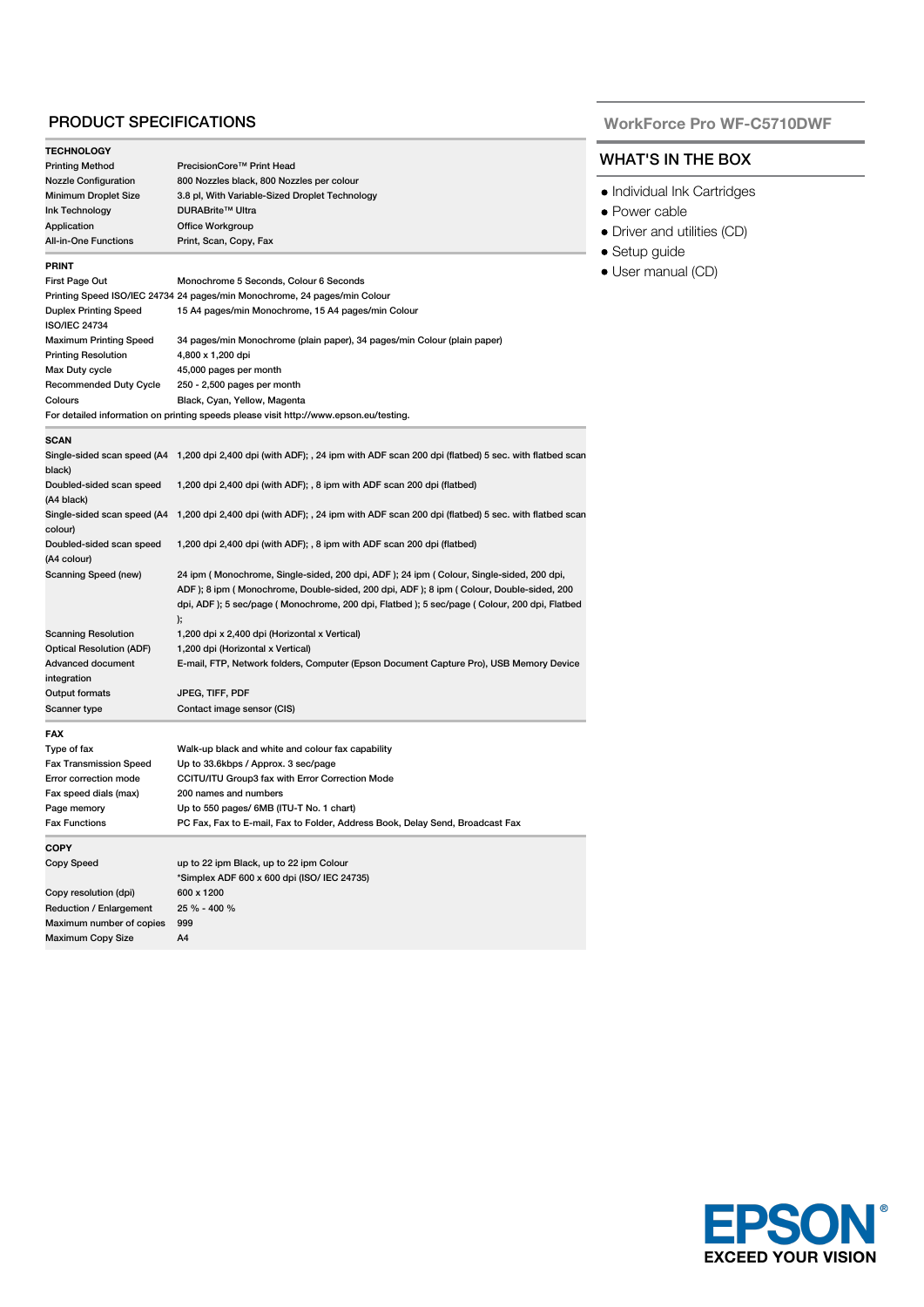## PRODUCT SPECIFICATIONS

### TECHNOLOGY

| | |
|---|---|
| Printing Method | PrecisionCore™ Print Head |
| Nozzle Configuration | 800 Nozzles black, 800 Nozzles per colour |
| Minimum Droplet Size | 3.8 pl, With Variable-Sized Droplet Technology |
| Ink Technology | DURABrite™ Ultra |
| Application | Office Workgroup |
| All-in-One Functions | Print, Scan, Copy, Fax |

### PRINT

| | |
|---|---|
| First Page Out | Monochrome 5 Seconds, Colour 6 Seconds |
| Printing Speed ISO/IEC 24734 | 24 pages/min Monochrome, 24 pages/min Colour |
| Duplex Printing Speed ISO/IEC 24734 | 15 A4 pages/min Monochrome, 15 A4 pages/min Colour |
| Maximum Printing Speed | 34 pages/min Monochrome (plain paper), 34 pages/min Colour (plain paper) |
| Printing Resolution | 4,800 x 1,200 dpi |
| Max Duty cycle | 45,000 pages per month |
| Recommended Duty Cycle | 250 - 2,500 pages per month |
| Colours | Black, Cyan, Yellow, Magenta |

For detailed information on printing speeds please visit http://www.epson.eu/testing.

### SCAN

| | |
|---|---|
| Single-sided scan speed (A4 black) | 1,200 dpi 2,400 dpi (with ADF); , 24 ipm with ADF scan 200 dpi (flatbed) 5 sec. with flatbed scan |
| Doubled-sided scan speed (A4 black) | 1,200 dpi 2,400 dpi (with ADF); , 8 ipm with ADF scan 200 dpi (flatbed) |
| Single-sided scan speed (A4 colour) | 1,200 dpi 2,400 dpi (with ADF); , 24 ipm with ADF scan 200 dpi (flatbed) 5 sec. with flatbed scan |
| Doubled-sided scan speed (A4 colour) | 1,200 dpi 2,400 dpi (with ADF); , 8 ipm with ADF scan 200 dpi (flatbed) |
| Scanning Speed (new) | 24 ipm ( Monochrome, Single-sided, 200 dpi, ADF ); 24 ipm ( Colour, Single-sided, 200 dpi, ADF ); 8 ipm ( Monochrome, Double-sided, 200 dpi, ADF ); 8 ipm ( Colour, Double-sided, 200 dpi, ADF ); 5 sec/page ( Monochrome, 200 dpi, Flatbed ); 5 sec/page ( Colour, 200 dpi, Flatbed ); |
| Scanning Resolution | 1,200 dpi x 2,400 dpi (Horizontal x Vertical) |
| Optical Resolution (ADF) | 1,200 dpi (Horizontal x Vertical) |
| Advanced document integration | E-mail, FTP, Network folders, Computer (Epson Document Capture Pro), USB Memory Device |
| Output formats | JPEG, TIFF, PDF |
| Scanner type | Contact image sensor (CIS) |

### FAX

| | |
|---|---|
| Type of fax | Walk-up black and white and colour fax capability |
| Fax Transmission Speed | Up to 33.6kbps / Approx. 3 sec/page |
| Error correction mode | CCITU/ITU Group3 fax with Error Correction Mode |
| Fax speed dials (max) | 200 names and numbers |
| Page memory | Up to 550 pages/ 6MB (ITU-T No. 1 chart) |
| Fax Functions | PC Fax, Fax to E-mail, Fax to Folder, Address Book, Delay Send, Broadcast Fax |

### COPY

| | |
|---|---|
| Copy Speed | up to 22 ipm Black, up to 22 ipm Colour<br>*Simplex ADF 600 x 600 dpi (ISO/ IEC 24735) |
| Copy resolution (dpi) | 600 x 1200 |
| Reduction / Enlargement | 25 % - 400 % |
| Maximum number of copies | 999 |
| Maximum Copy Size | A4 |

## WorkForce Pro WF-C5710DWF

## WHAT'S IN THE BOX

- Individual Ink Cartridges
- Power cable
- Driver and utilities (CD)
- Setup guide
- User manual (CD)

EPSON
EXCEED YOUR VISION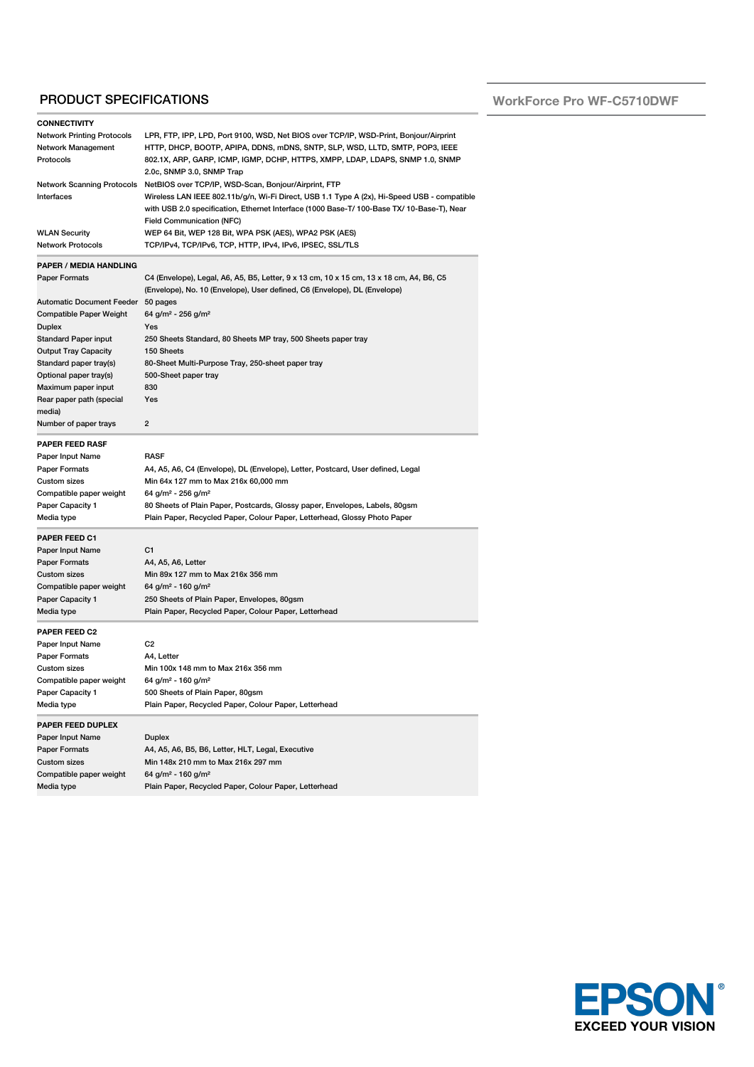## PRODUCT SPECIFICATIONS

**WorkForce Pro WF-C5710DWF**

| **CONNECTIVITY** | |
|---|---|
| Network Printing Protocols | LPR, FTP, IPP, LPD, Port 9100, WSD, Net BIOS over TCP/IP, WSD-Print, Bonjour/Airprint |
| Network Management Protocols | HTTP, DHCP, BOOTP, APIPA, DDNS, mDNS, SNTP, SLP, WSD, LLTD, SMTP, POP3, IEEE 802.1X, ARP, GARP, ICMP, IGMP, DCHP, HTTPS, XMPP, LDAP, LDAPS, SNMP 1.0, SNMP 2.0c, SNMP 3.0, SNMP Trap |
| Network Scanning Protocols | NetBIOS over TCP/IP, WSD-Scan, Bonjour/Airprint, FTP |
| Interfaces | Wireless LAN IEEE 802.11b/g/n, Wi-Fi Direct, USB 1.1 Type A (2x), Hi-Speed USB - compatible with USB 2.0 specification, Ethernet Interface (1000 Base-T/ 100-Base TX/ 10-Base-T), Near Field Communication (NFC) |
| WLAN Security | WEP 64 Bit, WEP 128 Bit, WPA PSK (AES), WPA2 PSK (AES) |
| Network Protocols | TCP/IPv4, TCP/IPv6, TCP, HTTP, IPv4, IPv6, IPSEC, SSL/TLS |

| **PAPER / MEDIA HANDLING** | |
|---|---|
| Paper Formats | C4 (Envelope), Legal, A6, A5, B5, Letter, 9 x 13 cm, 10 x 15 cm, 13 x 18 cm, A4, B6, C5 (Envelope), No. 10 (Envelope), User defined, C6 (Envelope), DL (Envelope) |
| Automatic Document Feeder | 50 pages |
| Compatible Paper Weight | 64 g/m² - 256 g/m² |
| Duplex | Yes |
| Standard Paper input | 250 Sheets Standard, 80 Sheets MP tray, 500 Sheets paper tray |
| Output Tray Capacity | 150 Sheets |
| Standard paper tray(s) | 80-Sheet Multi-Purpose Tray, 250-sheet paper tray |
| Optional paper tray(s) | 500-Sheet paper tray |
| Maximum paper input | 830 |
| Rear paper path (special media) | Yes |
| Number of paper trays | 2 |

| **PAPER FEED RASF** | |
|---|---|
| Paper Input Name | RASF |
| Paper Formats | A4, A5, A6, C4 (Envelope), DL (Envelope), Letter, Postcard, User defined, Legal |
| Custom sizes | Min 64x 127 mm to Max 216x 60,000 mm |
| Compatible paper weight | 64 g/m² - 256 g/m² |
| Paper Capacity 1 | 80 Sheets of Plain Paper, Postcards, Glossy paper, Envelopes, Labels, 80gsm |
| Media type | Plain Paper, Recycled Paper, Colour Paper, Letterhead, Glossy Photo Paper |

| **PAPER FEED C1** | |
|---|---|
| Paper Input Name | C1 |
| Paper Formats | A4, A5, A6, Letter |
| Custom sizes | Min 89x 127 mm to Max 216x 356 mm |
| Compatible paper weight | 64 g/m² - 160 g/m² |
| Paper Capacity 1 | 250 Sheets of Plain Paper, Envelopes, 80gsm |
| Media type | Plain Paper, Recycled Paper, Colour Paper, Letterhead |

| **PAPER FEED C2** | |
|---|---|
| Paper Input Name | C2 |
| Paper Formats | A4, Letter |
| Custom sizes | Min 100x 148 mm to Max 216x 356 mm |
| Compatible paper weight | 64 g/m² - 160 g/m² |
| Paper Capacity 1 | 500 Sheets of Plain Paper, 80gsm |
| Media type | Plain Paper, Recycled Paper, Colour Paper, Letterhead |

| **PAPER FEED DUPLEX** | |
|---|---|
| Paper Input Name | Duplex |
| Paper Formats | A4, A5, A6, B5, B6, Letter, HLT, Legal, Executive |
| Custom sizes | Min 148x 210 mm to Max 216x 297 mm |
| Compatible paper weight | 64 g/m² - 160 g/m² |
| Media type | Plain Paper, Recycled Paper, Colour Paper, Letterhead |

EPSON®
EXCEED YOUR VISION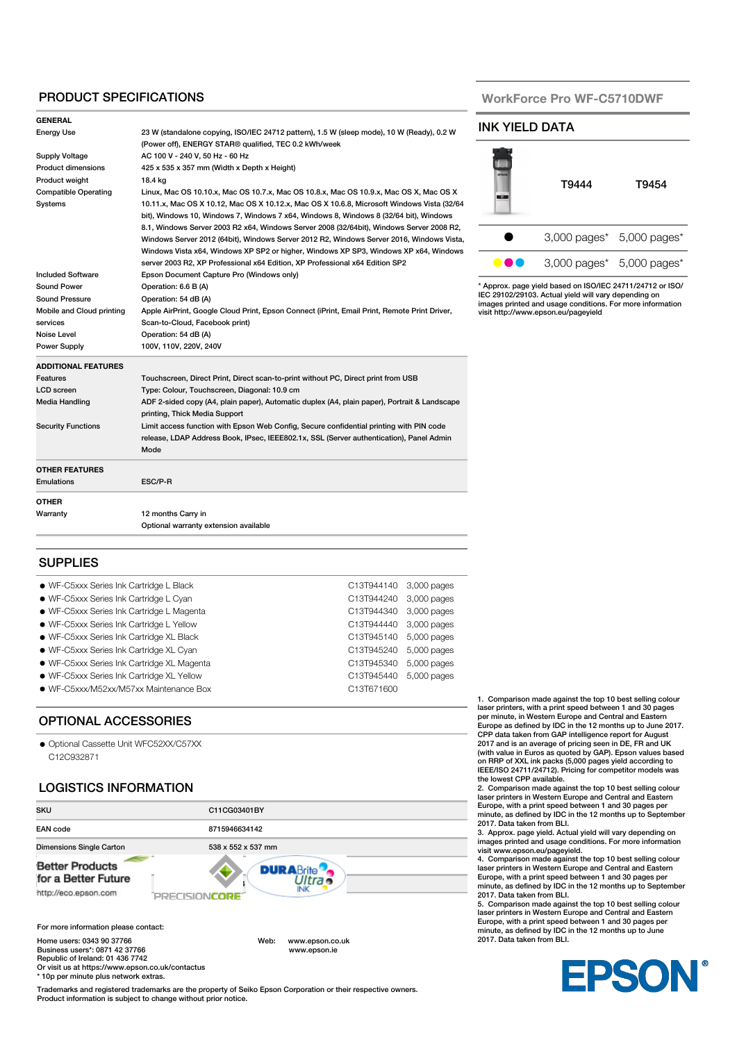## PRODUCT SPECIFICATIONS

| | |
|---|---|
| **GENERAL** | |
| Energy Use | 23 W (standalone copying, ISO/IEC 24712 pattern), 1.5 W (sleep mode), 10 W (Ready), 0.2 W (Power off), ENERGY STAR® qualified, TEC 0.2 kWh/week |
| Supply Voltage | AC 100 V - 240 V, 50 Hz - 60 Hz |
| Product dimensions | 425 x 535 x 357 mm (Width x Depth x Height) |
| Product weight | 18.4 kg |
| Compatible Operating Systems | Linux, Mac OS 10.10.x, Mac OS 10.7.x, Mac OS 10.8.x, Mac OS 10.9.x, Mac OS X 10.11.x, Mac OS X 10.12, Mac OS X 10.12.x, Mac OS X 10.6.8, Microsoft Windows Vista (32/64 bit), Windows 10, Windows 7, Windows 7 x64, Windows 8, Windows 8 (32/64 bit), Windows 8.1, Windows Server 2003 R2 x64, Windows Server 2008 (32/64bit), Windows Server 2008 R2, Windows Server 2012 (64bit), Windows Server 2012 R2, Windows Server 2016, Windows Vista, Windows Vista x64, Windows XP SP2 or higher, Windows XP SP3, Windows XP x64, Windows server 2003 R2, XP Professional x64 Edition, XP Professional x64 Edition SP2 |
| Included Software | Epson Document Capture Pro (Windows only) |
| Sound Power | Operation: 6.6 B (A) |
| Sound Pressure | Operation: 54 dB (A) |
| Mobile and Cloud printing services | Apple AirPrint, Google Cloud Print, Epson Connect (iPrint, Email Print, Remote Print Driver, Scan-to-Cloud, Facebook print) |
| Noise Level | Operation: 54 dB (A) |
| Power Supply | 100V, 110V, 220V, 240V |
| **ADDITIONAL FEATURES** | |
| Features | Touchscreen, Direct Print, Direct scan-to-print without PC, Direct print from USB |
| LCD screen | Type: Colour, Touchscreen, Diagonal: 10.9 cm |
| Media Handling | ADF 2-sided copy (A4, plain paper), Automatic duplex (A4, plain paper), Portrait & Landscape printing, Thick Media Support |
| Security Functions | Limit access function with Epson Web Config, Secure confidential printing with PIN code release, LDAP Address Book, IPsec, IEEE802.1x, SSL (Server authentication), Panel Admin Mode |
| **OTHER FEATURES** | |
| Emulations | ESC/P-R |
| **OTHER** | |
| Warranty | 12 months Carry in<br>Optional warranty extension available |

## SUPPLIES

- WF-C5xxx Series Ink Cartridge L Black — C13T944140 — 3,000 pages
- WF-C5xxx Series Ink Cartridge L Cyan — C13T944240 — 3,000 pages
- WF-C5xxx Series Ink Cartridge L Magenta — C13T944340 — 3,000 pages
- WF-C5xxx Series Ink Cartridge L Yellow — C13T944440 — 3,000 pages
- WF-C5xxx Series Ink Cartridge XL Black — C13T945140 — 5,000 pages
- WF-C5xxx Series Ink Cartridge XL Cyan — C13T945240 — 5,000 pages
- WF-C5xxx Series Ink Cartridge XL Magenta — C13T945340 — 5,000 pages
- WF-C5xxx Series Ink Cartridge XL Yellow — C13T945440 — 5,000 pages
- WF-C5xxx/M52xx/M57xx Maintenance Box — C13T671600

## OPTIONAL ACCESSORIES

- Optional Cassette Unit WFC52XX/C57XX
  C12C932871

## LOGISTICS INFORMATION

| | |
|---|---|
| SKU | C11CG03401BY |
| EAN code | 8715946634142 |
| Dimensions Single Carton | 538 x 552 x 537 mm |

Better Products for a Better Future
http://eco.epson.com

PRECISIONCORE

DURABrite Ultra INK

For more information please contact:

Home users: 0343 90 37766
Business users*: 0871 42 37766
Republic of Ireland: 01 436 7742
Or visit us at https://www.epson.co.uk/contactus
* 10p per minute plus network extras.

Web: www.epson.co.uk
www.epson.ie

Trademarks and registered trademarks are the property of Seiko Epson Corporation or their respective owners.
Product information is subject to change without prior notice.

## WorkForce Pro WF-C5710DWF

### INK YIELD DATA

| | T9444 | T9454 |
|---|---|---|
| ● (Black) | 3,000 pages* | 5,000 pages* |
| ●●● (Yellow, Magenta, Cyan) | 3,000 pages* | 5,000 pages* |

* Approx. page yield based on ISO/IEC 24711/24712 or ISO/IEC 29102/29103. Actual yield will vary depending on images printed and usage conditions. For more information visit http://www.epson.eu/pageyield

1. Comparison made against the top 10 best selling colour laser printers, with a print speed between 1 and 30 pages per minute, in Western Europe and Central and Eastern Europe as defined by IDC in the 12 months up to June 2017. CPP data taken from GAP intelligence report for August 2017 and is an average of pricing seen in DE, FR and UK (with value in Euros as quoted by GAP). Epson values based on RRP of XXL ink packs (5,000 pages yield according to IEEE/ISO 24711/24712). Pricing for competitor models was the lowest CPP available.
2. Comparison made against the top 10 best selling colour laser printers in Western Europe and Central and Eastern Europe, with a print speed between 1 and 30 pages per minute, as defined by IDC in the 12 months up to September 2017. Data taken from BLI.
3. Approx. page yield. Actual yield will vary depending on images printed and usage conditions. For more information visit www.epson.eu/pageyield.
4. Comparison made against the top 10 best selling colour laser printers in Western Europe and Central and Eastern Europe, with a print speed between 1 and 30 pages per minute, as defined by IDC in the 12 months up to September 2017. Data taken from BLI.
5. Comparison made against the top 10 best selling colour laser printers in Western Europe and Central and Eastern Europe, with a print speed between 1 and 30 pages per minute, as defined by IDC in the 12 months up to June 2017. Data taken from BLI.

EPSON